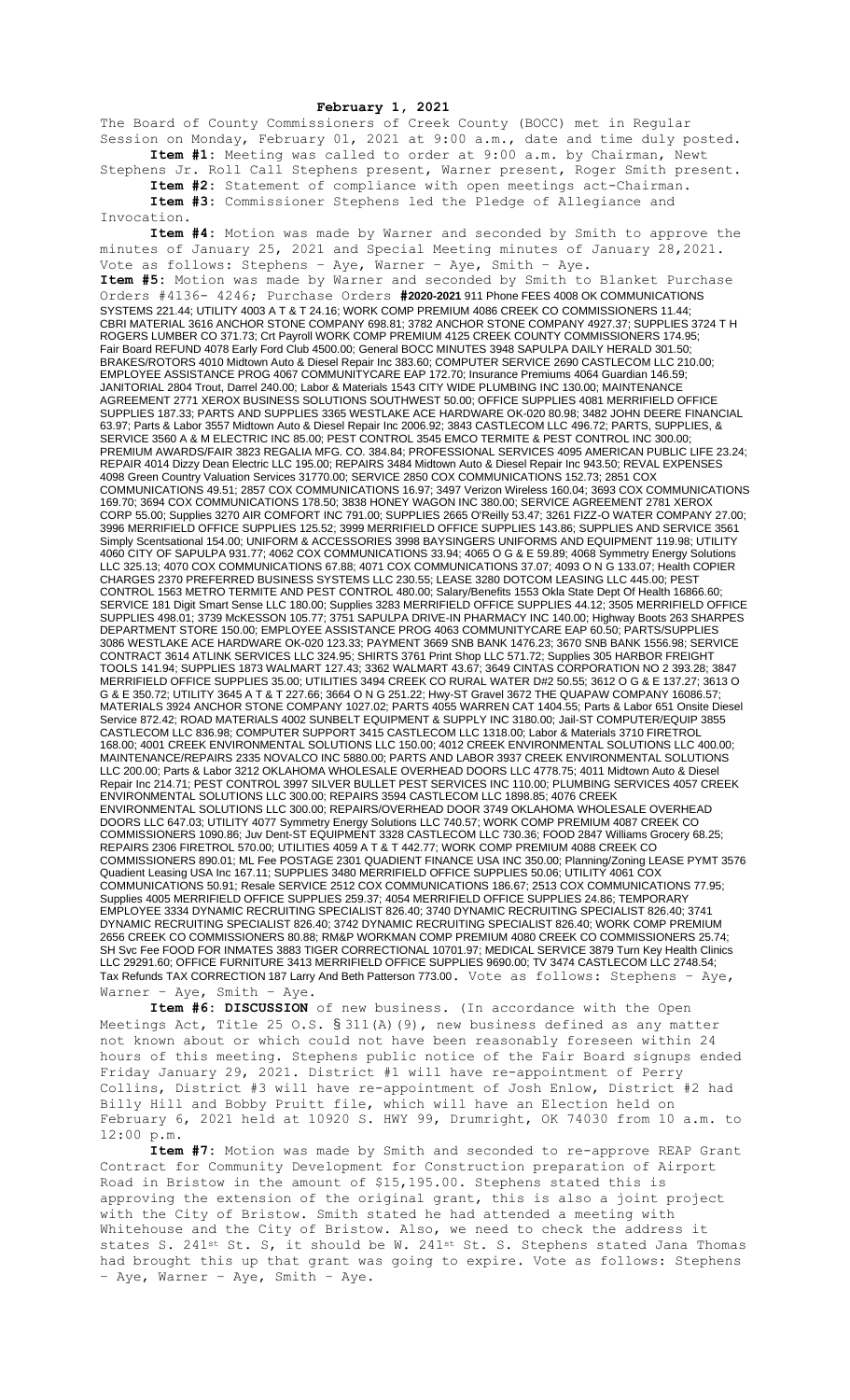**February 1, 2021**

The Board of County Commissioners of Creek County (BOCC) met in Regular Session on Monday, February 01, 2021 at 9:00 a.m., date and time duly posted.

**Item #1:** Meeting was called to order at 9:00 a.m. by Chairman, Newt Stephens Jr. Roll Call Stephens present, Warner present, Roger Smith present.

**Item #2:** Statement of compliance with open meetings act-Chairman.

**Item #3:** Commissioner Stephens led the Pledge of Allegiance and Invocation.

**Item #4:** Motion was made by Warner and seconded by Smith to approve the minutes of January 25, 2021 and Special Meeting minutes of January 28,2021. Vote as follows: Stephens – Aye, Warner – Aye, Smith – Aye.

**Item #5:** Motion was made by Warner and seconded by Smith to Blanket Purchase Orders #4136- 4246; Purchase Orders **#2020-2021** 911 Phone FEES 4008 OK COMMUNICATIONS SYSTEMS 221.44; UTILITY 4003 A T & T 24.16; WORK COMP PREMIUM 4086 CREEK CO COMMISSIONERS 11.44; CBRI MATERIAL 3616 ANCHOR STONE COMPANY 698.81; 3782 ANCHOR STONE COMPANY 4927.37; SUPPLIES 3724 T H ROGERS LUMBER CO 371.73; Crt Payroll WORK COMP PREMIUM 4125 CREEK COUNTY COMMISSIONERS 174.95; Fair Board REFUND 4078 Early Ford Club 4500.00; General BOCC MINUTES 3948 SAPULPA DAILY HERALD 301.50; BRAKES/ROTORS 4010 Midtown Auto & Diesel Repair Inc 383.60; COMPUTER SERVICE 2690 CASTLECOM LLC 210.00; EMPLOYEE ASSISTANCE PROG 4067 COMMUNITYCARE EAP 172.70; Insurance Premiums 4064 Guardian 146.59; JANITORIAL 2804 Trout, Darrel 240.00; Labor & Materials 1543 CITY WIDE PLUMBING INC 130.00; MAINTENANCE AGREEMENT 2771 XEROX BUSINESS SOLUTIONS SOUTHWEST 50.00; OFFICE SUPPLIES 4081 MERRIFIELD OFFICE SUPPLIES 187.33; PARTS AND SUPPLIES 3365 WESTLAKE ACE HARDWARE OK-020 80.98; 3482 JOHN DEERE FINANCIAL 63.97; Parts & Labor 3557 Midtown Auto & Diesel Repair Inc 2006.92; 3843 CASTLECOM LLC 496.72; PARTS, SUPPLIES, & SERVICE 3560 A & M ELECTRIC INC 85.00; PEST CONTROL 3545 EMCO TERMITE & PEST CONTROL INC 300.00; PREMIUM AWARDS/FAIR 3823 REGALIA MFG. CO. 384.84; PROFESSIONAL SERVICES 4095 AMERICAN PUBLIC LIFE 23.24; REPAIR 4014 Dizzy Dean Electric LLC 195.00; REPAIRS 3484 Midtown Auto & Diesel Repair Inc 943.50; REVAL EXPENSES 4098 Green Country Valuation Services 31770.00; SERVICE 2850 COX COMMUNICATIONS 152.73; 2851 COX COMMUNICATIONS 49.51; 2857 COX COMMUNICATIONS 16.97; 3497 Verizon Wireless 160.04; 3693 COX COMMUNICATIONS 169.70; 3694 COX COMMUNICATIONS 178.50; 3838 HONEY WAGON INC 380.00; SERVICE AGREEMENT 2781 XEROX CORP 55.00; Supplies 3270 AIR COMFORT INC 791.00; SUPPLIES 2665 O'Reilly 53.47; 3261 FIZZ-O WATER COMPANY 27.00; 3996 MERRIFIELD OFFICE SUPPLIES 125.52; 3999 MERRIFIELD OFFICE SUPPLIES 143.86; SUPPLIES AND SERVICE 3561 Simply Scentsational 154.00; UNIFORM & ACCESSORIES 3998 BAYSINGERS UNIFORMS AND EQUIPMENT 119.98; UTILITY 4060 CITY OF SAPULPA 931.77; 4062 COX COMMUNICATIONS 33.94; 4065 O G & E 59.89; 4068 Symmetry Energy Solutions LLC 325.13; 4070 COX COMMUNICATIONS 67.88; 4071 COX COMMUNICATIONS 37.07; 4093 O N G 133.07; Health COPIER CHARGES 2370 PREFERRED BUSINESS SYSTEMS LLC 230.55; LEASE 3280 DOTCOM LEASING LLC 445.00; PEST CONTROL 1563 METRO TERMITE AND PEST CONTROL 480.00; Salary/Benefits 1553 Okla State Dept Of Health 16866.60; SERVICE 181 Digit Smart Sense LLC 180.00; Supplies 3283 MERRIFIELD OFFICE SUPPLIES 44.12; 3505 MERRIFIELD OFFICE SUPPLIES 498.01; 3739 McKESSON 105.77; 3751 SAPULPA DRIVE-IN PHARMACY INC 140.00; Highway Boots 263 SHARPES DEPARTMENT STORE 150.00; EMPLOYEE ASSISTANCE PROG 4063 COMMUNITYCARE EAP 60.50; PARTS/SUPPLIES 3086 WESTLAKE ACE HARDWARE OK-020 123.33; PAYMENT 3669 SNB BANK 1476.23; 3670 SNB BANK 1556.98; SERVICE CONTRACT 3614 ATLINK SERVICES LLC 324.95; SHIRTS 3761 Print Shop LLC 571.72; Supplies 305 HARBOR FREIGHT TOOLS 141.94; SUPPLIES 1873 WALMART 127.43; 3362 WALMART 43.67; 3649 CINTAS CORPORATION NO 2 393.28; 3847 MERRIFIELD OFFICE SUPPLIES 35.00; UTILITIES 3494 CREEK CO RURAL WATER D#2 50.55; 3612 O G & E 137.27; 3613 O G & E 350.72; UTILITY 3645 A T & T 227.66; 3664 O N G 251.22; Hwy-ST Gravel 3672 THE QUAPAW COMPANY 16086.57; MATERIALS 3924 ANCHOR STONE COMPANY 1027.02; PARTS 4055 WARREN CAT 1404.55; Parts & Labor 651 Onsite Diesel Service 872.42; ROAD MATERIALS 4002 SUNBELT EQUIPMENT & SUPPLY INC 3180.00; Jail-ST COMPUTER/EQUIP 3855 CASTLECOM LLC 836.98; COMPUTER SUPPORT 3415 CASTLECOM LLC 1318.00; Labor & Materials 3710 FIRETROL 168.00; 4001 CREEK ENVIRONMENTAL SOLUTIONS LLC 150.00; 4012 CREEK ENVIRONMENTAL SOLUTIONS LLC 400.00; MAINTENANCE/REPAIRS 2335 NOVALCO INC 5880.00; PARTS AND LABOR 3937 CREEK ENVIRONMENTAL SOLUTIONS LLC 300.00; REPAIRS 3594 CASTLECOM LLC 1898.85; 4076 CREEK ENVIRONMENTAL SOLUTIONS LLC 300.00; REPAIRS/OVERHEAD DOOR 3749 OKLAHOMA WHOLESALE OVERHEAD DOORS LLC 647.03; UTILITY 4077 Symmetry Energy Solutions LLC 740.57; WORK COMP PREMIUM 4087 CREEK CO COMMISSIONERS 1090.86; Juv Dent-ST EQUIPMENT 3328 CASTLECOM LLC 730.36; FOOD 2847 Williams Grocery 68.25; REPAIRS 2306 FIRETROL 570.00; UTILITIES 4059 A T & T 442.77; WORK COMP PREMIUM 4088 CREEK CO COMMISSIONERS 890.01; ML Fee POSTAGE 2301 QUADIENT FINANCE USA INC 350.00; Planning/Zoning LEASE PYMT 3576 Quadient Leasing USA Inc 167.11; SUPPLIES 3480 MERRIFIELD OFFICE SUPPLIES 50.06; UTILITY 4061 COX COMMUNICATIONS 50.91; Resale SERVICE 2512 COX COMMUNICATIONS 186.67; 2513 COX COMMUNICATIONS 77.95; Supplies 4005 MERRIFIELD OFFICE SUPPLIES 259.37; 4054 MERRIFIELD OFFICE SUPPLIES 24.86; TEMPORARY EMPLOYEE 3334 DYNAMIC RECRUITING SPECIALIST 826.40; 3740 DYNAMIC RECRUITING SPECIALIST 826.40; 3741 DYNAMIC RECRUITING SPECIALIST 826.40; 3742 DYNAMIC RECRUITING SPECIALIST 826.40; WORK COMP PREMIUM 2656 CREEK CO COMMISSIONERS 80.88; RM&P WORKMAN COMP PREMIUM 4080 CREEK CO COMMISSIONERS 25.74; SH Svc Fee FOOD FOR INMATES 3883 TIGER CORRECTIONAL 10701.97; MEDICAL SERVICE 3879 Turn Key Health Clinics LLC 29291.60; OFFICE FURNITURE 3413 MERRIFIELD OFFICE SUPPLIES 9690.00; TV 3474 CASTLECOM LLC 2748.54; Tax Refunds TAX CORRECTION 187 Larry And Beth Patterson 773.00. Vote as follows: Stephens – Aye, Warner – Aye, Smith – Aye.

**Item #6: DISCUSSION** of new business. (In accordance with the Open Meetings Act, Title 25 O.S. § 311(A)(9), new business defined as any matter not known about or which could not have been reasonably foreseen within 24 hours of this meeting. Stephens public notice of the Fair Board signups ended Friday January 29, 2021. District #1 will have re-appointment of Perry Collins, District #3 will have re-appointment of Josh Enlow, District #2 had Billy Hill and Bobby Pruitt file, which will have an Election held on February 6, 2021 held at 10920 S. HWY 99, Drumright, OK 74030 from 10 a.m. to 12:00 p.m.

**Item #7:** Motion was made by Smith and seconded to re-approve REAP Grant Contract for Community Development for Construction preparation of Airport Road in Bristow in the amount of $15,195.00. Stephens stated this is approving the extension of the original grant, this is also a joint project with the City of Bristow. Smith stated he had attended a meeting with Whitehouse and the City of Bristow. Also, we need to check the address it states S. 241st St. S, it should be W. 241st St. S. Stephens stated Jana Thomas had brought this up that grant was going to expire. Vote as follows: Stephens – Aye, Warner – Aye, Smith – Aye.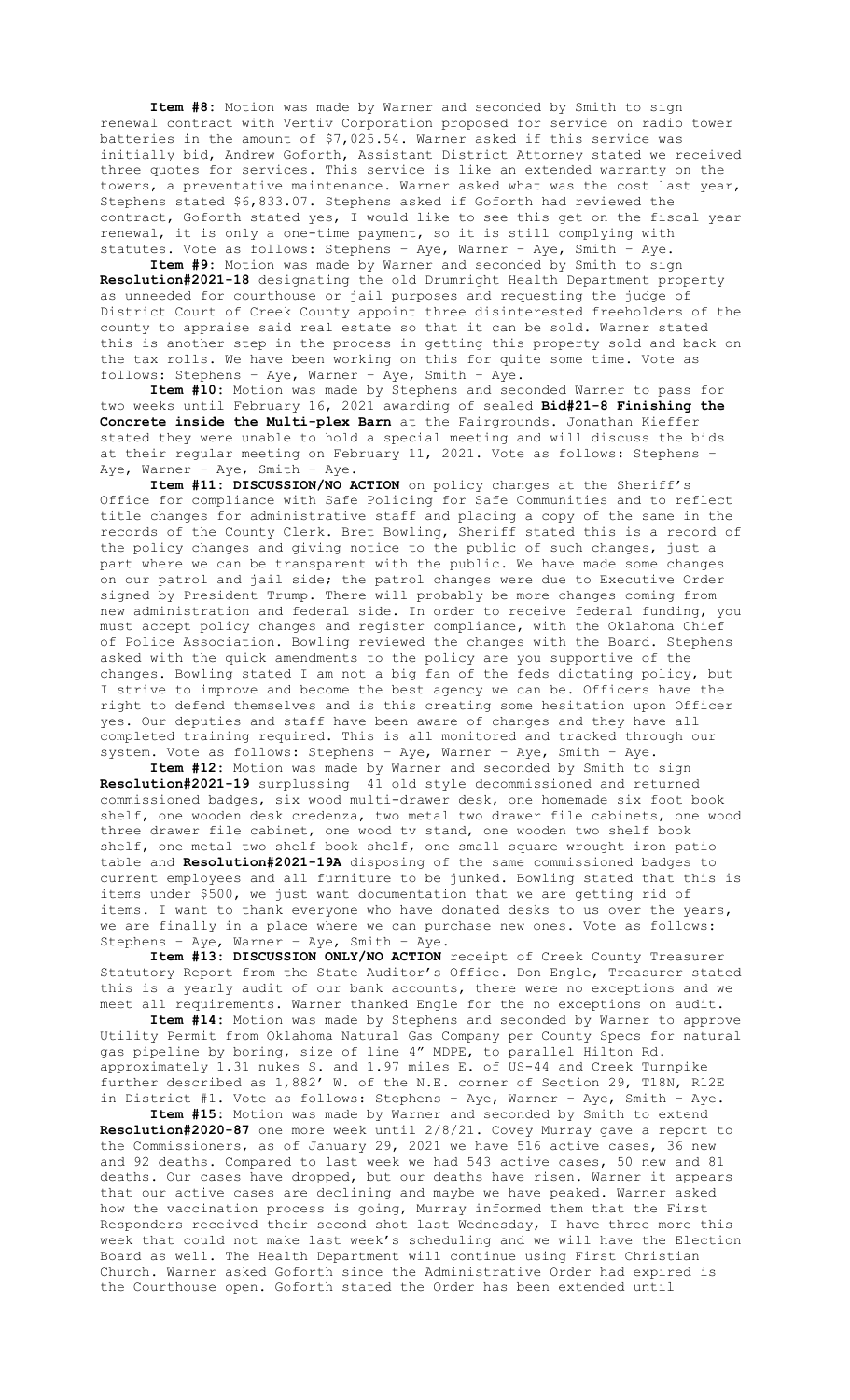**Item #8:** Motion was made by Warner and seconded by Smith to sign renewal contract with Vertiv Corporation proposed for service on radio tower batteries in the amount of $7,025.54. Warner asked if this service was initially bid, Andrew Goforth, Assistant District Attorney stated we received three quotes for services. This service is like an extended warranty on the towers, a preventative maintenance. Warner asked what was the cost last year, Stephens stated $6,833.07. Stephens asked if Goforth had reviewed the contract, Goforth stated yes, I would like to see this get on the fiscal year renewal, it is only a one-time payment, so it is still complying with statutes. Vote as follows: Stephens – Aye, Warner – Aye, Smith – Aye.

**Item #9:** Motion was made by Warner and seconded by Smith to sign **Resolution#2021-18** designating the old Drumright Health Department property as unneeded for courthouse or jail purposes and requesting the judge of District Court of Creek County appoint three disinterested freeholders of the county to appraise said real estate so that it can be sold. Warner stated this is another step in the process in getting this property sold and back on the tax rolls. We have been working on this for quite some time. Vote as follows: Stephens – Aye, Warner – Aye, Smith – Aye.

**Item #10:** Motion was made by Stephens and seconded Warner to pass for two weeks until February 16, 2021 awarding of sealed **Bid#21-8 Finishing the Concrete inside the Multi-plex Barn** at the Fairgrounds. Jonathan Kieffer stated they were unable to hold a special meeting and will discuss the bids at their regular meeting on February 11, 2021. Vote as follows: Stephens – Aye, Warner – Aye, Smith – Aye.

**Item #11: DISCUSSION/NO ACTION** on policy changes at the Sheriff's Office for compliance with Safe Policing for Safe Communities and to reflect title changes for administrative staff and placing a copy of the same in the records of the County Clerk. Bret Bowling, Sheriff stated this is a record of the policy changes and giving notice to the public of such changes, just a part where we can be transparent with the public. We have made some changes on our patrol and jail side; the patrol changes were due to Executive Order signed by President Trump. There will probably be more changes coming from new administration and federal side. In order to receive federal funding, you must accept policy changes and register compliance, with the Oklahoma Chief of Police Association. Bowling reviewed the changes with the Board. Stephens asked with the quick amendments to the policy are you supportive of the changes. Bowling stated I am not a big fan of the feds dictating policy, but I strive to improve and become the best agency we can be. Officers have the right to defend themselves and is this creating some hesitation upon Officer yes. Our deputies and staff have been aware of changes and they have all completed training required. This is all monitored and tracked through our system. Vote as follows: Stephens – Aye, Warner – Aye, Smith – Aye.

**Item #12:** Motion was made by Warner and seconded by Smith to sign **Resolution#2021-19** surplussing 41 old style decommissioned and returned commissioned badges, six wood multi-drawer desk, one homemade six foot book shelf, one wooden desk credenza, two metal two drawer file cabinets, one wood three drawer file cabinet, one wood tv stand, one wooden two shelf book shelf, one metal two shelf book shelf, one small square wrought iron patio table and **Resolution#2021-19A** disposing of the same commissioned badges to current employees and all furniture to be junked. Bowling stated that this is items under $500, we just want documentation that we are getting rid of items. I want to thank everyone who have donated desks to us over the years, we are finally in a place where we can purchase new ones. Vote as follows: Stephens – Aye, Warner – Aye, Smith – Aye.

**Item #13: DISCUSSION ONLY/NO ACTION** receipt of Creek County Treasurer Statutory Report from the State Auditor's Office. Don Engle, Treasurer stated this is a yearly audit of our bank accounts, there were no exceptions and we meet all requirements. Warner thanked Engle for the no exceptions on audit.

**Item #14:** Motion was made by Stephens and seconded by Warner to approve Utility Permit from Oklahoma Natural Gas Company per County Specs for natural gas pipeline by boring, size of line 4" MDPE, to parallel Hilton Rd. approximately 1.31 nukes S. and 1.97 miles E. of US-44 and Creek Turnpike further described as 1,882' W. of the N.E. corner of Section 29, T18N, R12E in District #1. Vote as follows: Stephens – Aye, Warner – Aye, Smith – Aye.

**Item #15:** Motion was made by Warner and seconded by Smith to extend **Resolution#2020-87** one more week until 2/8/21. Covey Murray gave a report to the Commissioners, as of January 29, 2021 we have 516 active cases, 36 new and 92 deaths. Compared to last week we had 543 active cases, 50 new and 81 deaths. Our cases have dropped, but our deaths have risen. Warner it appears that our active cases are declining and maybe we have peaked. Warner asked how the vaccination process is going, Murray informed them that the First Responders received their second shot last Wednesday, I have three more this week that could not make last week's scheduling and we will have the Election Board as well. The Health Department will continue using First Christian Church. Warner asked Goforth since the Administrative Order had expired is the Courthouse open. Goforth stated the Order has been extended until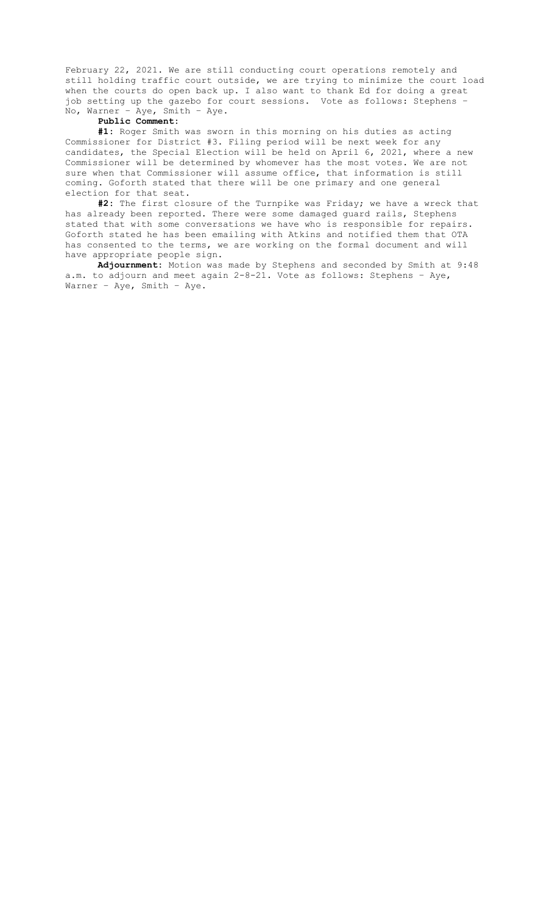February 22, 2021. We are still conducting court operations remotely and still holding traffic court outside, we are trying to minimize the court load when the courts do open back up. I also want to thank Ed for doing a great job setting up the gazebo for court sessions. Vote as follows: Stephens – No, Warner – Aye, Smith – Aye.

**Public Comment**:

**#1**: Roger Smith was sworn in this morning on his duties as acting Commissioner for District #3. Filing period will be next week for any candidates, the Special Election will be held on April 6, 2021, where a new Commissioner will be determined by whomever has the most votes. We are not sure when that Commissioner will assume office, that information is still coming. Goforth stated that there will be one primary and one general election for that seat.

**#2**: The first closure of the Turnpike was Friday; we have a wreck that has already been reported. There were some damaged guard rails, Stephens stated that with some conversations we have who is responsible for repairs. Goforth stated he has been emailing with Atkins and notified them that OTA has consented to the terms, we are working on the formal document and will have appropriate people sign.

**Adjournment**: Motion was made by Stephens and seconded by Smith at 9:48 a.m. to adjourn and meet again 2-8-21. Vote as follows: Stephens – Aye, Warner – Aye, Smith – Aye.